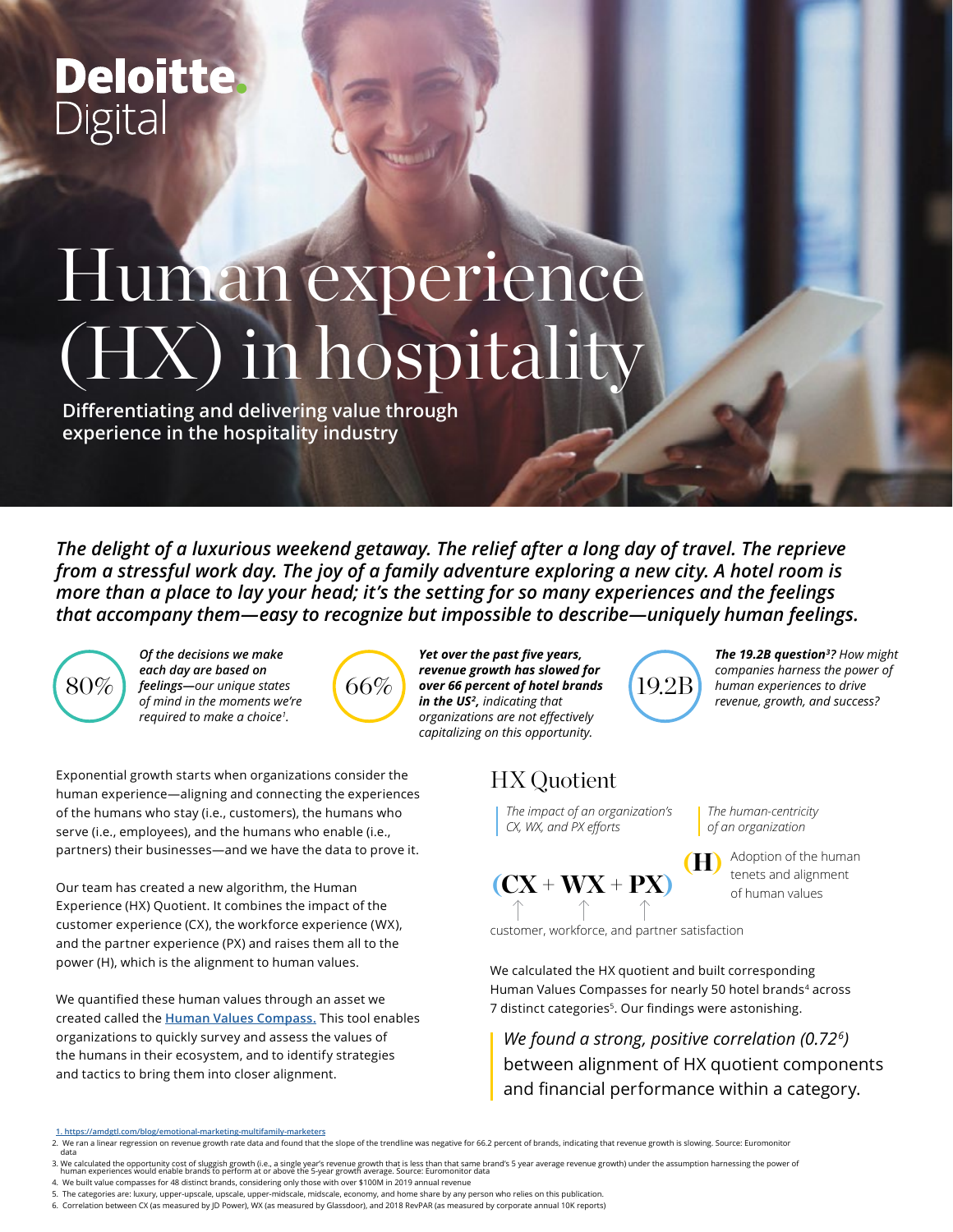Deloitte. Digital

# Human experience (HX) in hospitality

**Differentiating and delivering value through experience in the hospitality industry**

***The delight of a luxurious weekend getaway. The relief after a long day of travel. The reprieve from a stressful work day. The joy of a family adventure exploring a new city. A hotel room is more than a place to lay your head; it's the setting for so many experiences and the feelings that accompany them—easy to recognize but impossible to describe—uniquely human feelings.***

80% — ***Of the decisions we make each day are based on feelings****—our unique states of mind in the moments we're required to make a choice*[1]*.*

66% — ***Yet over the past five years, revenue growth has slowed for over 66 percent of hotel brands in the US***[2]***,*** *indicating that organizations are not effectively capitalizing on this opportunity.*

19.2B — ***The 19.2B question***[3]***?*** *How might companies harness the power of human experiences to drive revenue, growth, and success?*

Exponential growth starts when organizations consider the human experience—aligning and connecting the experiences of the humans who stay (i.e., customers), the humans who serve (i.e., employees), and the humans who enable (i.e., partners) their businesses—and we have the data to prove it.

Our team has created a new algorithm, the Human Experience (HX) Quotient. It combines the impact of the customer experience (CX), the workforce experience (WX), and the partner experience (PX) and raises them all to the power (H), which is the alignment to human values.

We quantified these human values through an asset we created called the [Human Values Compass.](#) This tool enables organizations to quickly survey and assess the values of the humans in their ecosystem, and to identify strategies and tactics to bring them into closer alignment.

## HX Quotient

*The impact of an organization's CX, WX, and PX efforts*

*The human-centricity of an organization*

$$(CX + WX + PX)^{(H)}$$

(H) Adoption of the human tenets and alignment of human values

customer, workforce, and partner satisfaction

We calculated the HX quotient and built corresponding Human Values Compasses for nearly 50 hotel brands[4] across 7 distinct categories[5]. Our findings were astonishing.

> *We found a strong, positive correlation (0.72*[6]*)* between alignment of HX quotient components and financial performance within a category.

1. https://amdgtl.com/blog/emotional-marketing-multifamily-marketers
2. We ran a linear regression on revenue growth rate data and found that the slope of the trendline was negative for 66.2 percent of brands, indicating that revenue growth is slowing. Source: Euromonitor data
3. We calculated the opportunity cost of sluggish growth (i.e., a single year's revenue growth that is less than that same brand's 5 year average revenue growth) under the assumption harnessing the power of human experiences would enable brands to perform at or above the 5-year growth average. Source: Euromonitor data
4. We built value compasses for 48 distinct brands, considering only those with over $100M in 2019 annual revenue
5. The categories are: luxury, upper-upscale, upscale, upper-midscale, midscale, economy, and home share by any person who relies on this publication.
6. Correlation between CX (as measured by JD Power), WX (as measured by Glassdoor), and 2018 RevPAR (as measured by corporate annual 10K reports)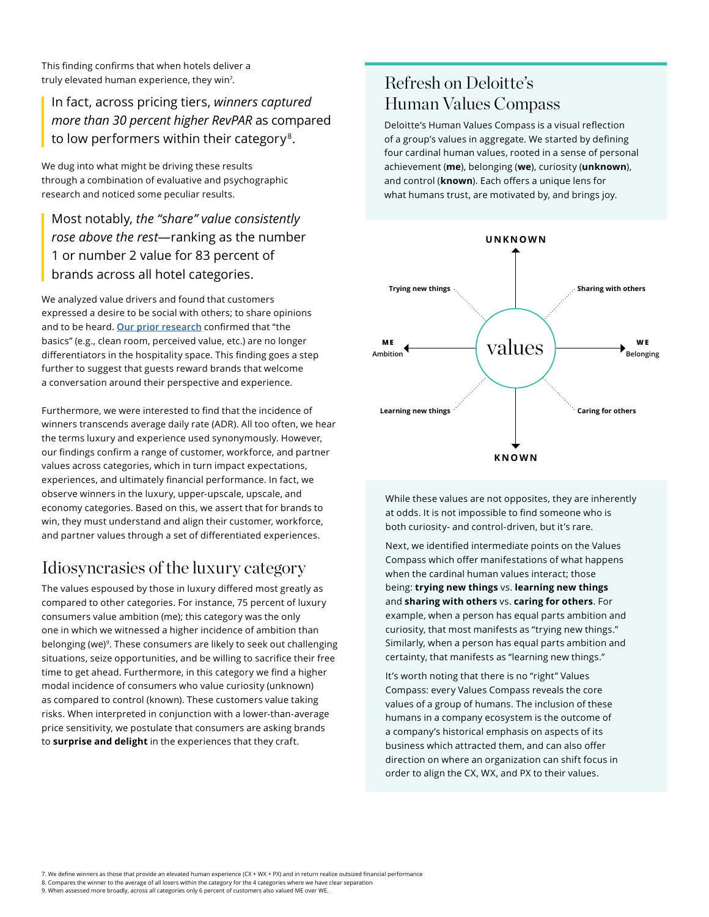This finding confirms that when hotels deliver a truly elevated human experience, they win[7].

> In fact, across pricing tiers, *winners captured more than 30 percent higher RevPAR* as compared to low performers within their category[8].

We dug into what might be driving these results through a combination of evaluative and psychographic research and noticed some peculiar results.

> Most notably, *the "share" value consistently rose above the rest*—ranking as the number 1 or number 2 value for 83 percent of brands across all hotel categories.

We analyzed value drivers and found that customers expressed a desire to be social with others; to share opinions and to be heard. Our prior research confirmed that "the basics" (e.g., clean room, perceived value, etc.) are no longer differentiators in the hospitality space. This finding goes a step further to suggest that guests reward brands that welcome a conversation around their perspective and experience.

Furthermore, we were interested to find that the incidence of winners transcends average daily rate (ADR). All too often, we hear the terms luxury and experience used synonymously. However, our findings confirm a range of customer, workforce, and partner values across categories, which in turn impact expectations, experiences, and ultimately financial performance. In fact, we observe winners in the luxury, upper-upscale, upscale, and economy categories. Based on this, we assert that for brands to win, they must understand and align their customer, workforce, and partner values through a set of differentiated experiences.

## Idiosyncrasies of the luxury category

The values espoused by those in luxury differed most greatly as compared to other categories. For instance, 75 percent of luxury consumers value ambition (me); this category was the only one in which we witnessed a higher incidence of ambition than belonging (we)[9]. These consumers are likely to seek out challenging situations, seize opportunities, and be willing to sacrifice their free time to get ahead. Furthermore, in this category we find a higher modal incidence of consumers who value curiosity (unknown) as compared to control (known). These customers value taking risks. When interpreted in conjunction with a lower-than-average price sensitivity, we postulate that consumers are asking brands to **surprise and delight** in the experiences that they craft.

## Refresh on Deloitte's Human Values Compass

Deloitte's Human Values Compass is a visual reflection of a group's values in aggregate. We started by defining four cardinal human values, rooted in a sense of personal achievement (**me**), belonging (**we**), curiosity (**unknown**), and control (**known**). Each offers a unique lens for what humans trust, are motivated by, and brings joy.

UNKNOWN

Trying new things | Sharing with others

ME Ambition | values | WE Belonging

Learning new things | Caring for others

KNOWN

While these values are not opposites, they are inherently at odds. It is not impossible to find someone who is both curiosity- and control-driven, but it's rare.

Next, we identified intermediate points on the Values Compass which offer manifestations of what happens when the cardinal human values interact; those being: **trying new things** vs. **learning new things** and **sharing with others** vs. **caring for others**. For example, when a person has equal parts ambition and curiosity, that most manifests as "trying new things." Similarly, when a person has equal parts ambition and certainty, that manifests as "learning new things."

It's worth noting that there is no "right" Values Compass: every Values Compass reveals the core values of a group of humans. The inclusion of these humans in a company ecosystem is the outcome of a company's historical emphasis on aspects of its business which attracted them, and can also offer direction on where an organization can shift focus in order to align the CX, WX, and PX to their values.

7. We define winners as those that provide an elevated human experience (CX + WX + PX) and in return realize outsized financial performance
8. Compares the winner to the average of all losers within the category for the 4 categories where we have clear separation
9. When assessed more broadly, across all categories only 6 percent of customers also valued ME over WE.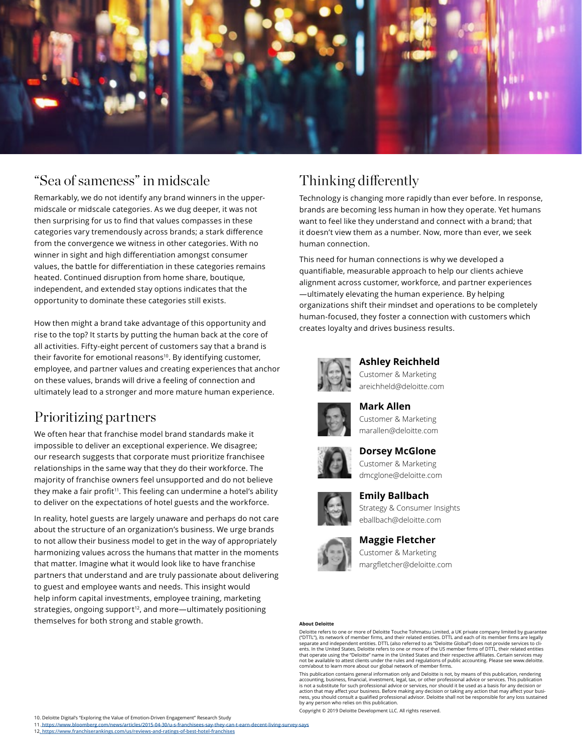## "Sea of sameness" in midscale

Remarkably, we do not identify any brand winners in the upper-midscale or midscale categories. As we dug deeper, it was not then surprising for us to find that values compasses in these categories vary tremendously across brands; a stark difference from the convergence we witness in other categories. With no winner in sight and high differentiation amongst consumer values, the battle for differentiation in these categories remains heated. Continued disruption from home share, boutique, independent, and extended stay options indicates that the opportunity to dominate these categories still exists.

How then might a brand take advantage of this opportunity and rise to the top? It starts by putting the human back at the core of all activities. Fifty-eight percent of customers say that a brand is their favorite for emotional reasons[10]. By identifying customer, employee, and partner values and creating experiences that anchor on these values, brands will drive a feeling of connection and ultimately lead to a stronger and more mature human experience.

## Prioritizing partners

We often hear that franchise model brand standards make it impossible to deliver an exceptional experience. We disagree; our research suggests that corporate must prioritize franchisee relationships in the same way that they do their workforce. The majority of franchise owners feel unsupported and do not believe they make a fair profit[11]. This feeling can undermine a hotel's ability to deliver on the expectations of hotel guests and the workforce.

In reality, hotel guests are largely unaware and perhaps do not care about the structure of an organization's business. We urge brands to not allow their business model to get in the way of appropriately harmonizing values across the humans that matter in the moments that matter. Imagine what it would look like to have franchise partners that understand and are truly passionate about delivering to guest and employee wants and needs. This insight would help inform capital investments, employee training, marketing strategies, ongoing support[12], and more—ultimately positioning themselves for both strong and stable growth.

## Thinking differently

Technology is changing more rapidly than ever before. In response, brands are becoming less human in how they operate. Yet humans want to feel like they understand and connect with a brand; that it doesn't view them as a number. Now, more than ever, we seek human connection.

This need for human connections is why we developed a quantifiable, measurable approach to help our clients achieve alignment across customer, workforce, and partner experiences —ultimately elevating the human experience. By helping organizations shift their mindset and operations to be completely human-focused, they foster a connection with customers which creates loyalty and drives business results.

**Ashley Reichheld**
Customer & Marketing
areichheld@deloitte.com

**Mark Allen**
Customer & Marketing
marallen@deloitte.com

**Dorsey McGlone**
Customer & Marketing
dmcglone@deloitte.com

**Emily Ballbach**
Strategy & Consumer Insights
eballbach@deloitte.com

**Maggie Fletcher**
Customer & Marketing
margfletcher@deloitte.com

**About Deloitte**

Deloitte refers to one or more of Deloitte Touche Tohmatsu Limited, a UK private company limited by guarantee ("DTTL"), its network of member firms, and their related entities. DTTL and each of its member firms are legally separate and independent entities. DTTL (also referred to as "Deloitte Global") does not provide services to clients. In the United States, Deloitte refers to one or more of the US member firms of DTTL, their related entities that operate using the "Deloitte" name in the United States and their respective affiliates. Certain services may not be available to attest clients under the rules and regulations of public accounting. Please see www.deloitte.com/about to learn more about our global network of member firms.

This publication contains general information only and Deloitte is not, by means of this publication, rendering accounting, business, financial, investment, legal, tax, or other professional advice or services. This publication is not a substitute for such professional advice or services, nor should it be used as a basis for any decision or action that may affect your business. Before making any decision or taking any action that may affect your business, you should consult a qualified professional advisor. Deloitte shall not be responsible for any loss sustained by any person who relies on this publication.

Copyright © 2019 Deloitte Development LLC. All rights reserved.

10. Deloitte Digital's "Exploring the Value of Emotion-Driven Engagement" Research Study
11. https://www.bloomberg.com/news/articles/2015-04-30/u-s-franchisees-say-they-can-t-earn-decent-living-survey-says
12. https://www.franchiserankings.com/us/reviews-and-ratings-of-best-hotel-franchises